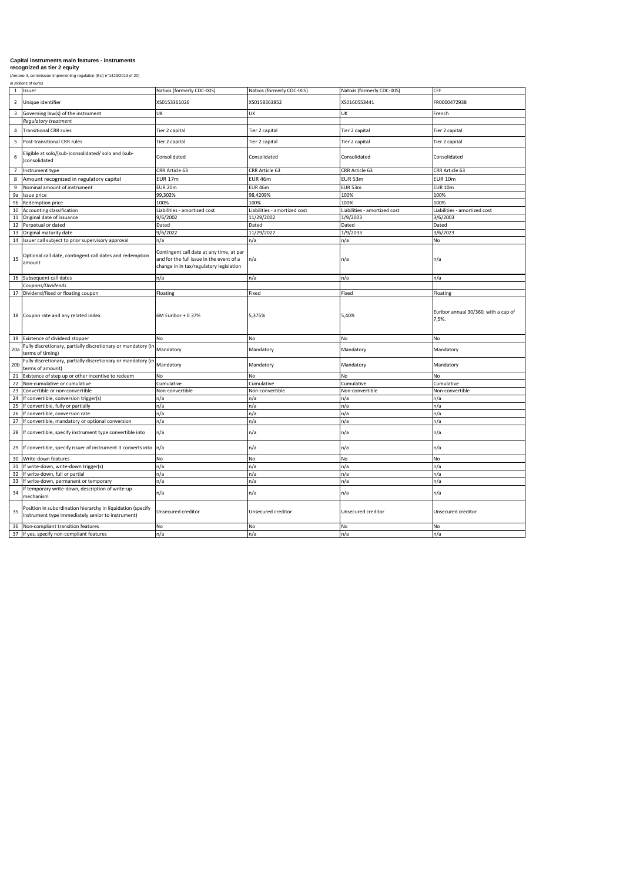**Capital instruments main features - instruments recognized as tier 2 equity**

(Annexe II, commission implementing regulation (EU) n°1423/2013 of 20)

*in millions of euros*

| | | | | | |
|---|---|---|---|---|---|
| 1 | Issuer | Natixis (formerly CDC-IXIS) | Natixis (formerly CDC-IXIS) | Natixis (formerly CDC-IXIS) | CFF |
| 2 | Unique identifier | XS0153361026 | XS0158363852 | XS0160553441 | FR0000472938 |
| 3 | Governing law(s) of the instrument | UK | UK | UK | French |
| | *Regulatory treatment* | | | | |
| 4 | Transitional CRR rules | Tier 2 capital | Tier 2 capital | Tier 2 capital | Tier 2 capital |
| 5 | Post-transitional CRR rules | Tier 2 capital | Tier 2 capital | Tier 2 capital | Tier 2 capital |
| 6 | Eligible at solo/(sub-)consolidated/ solo and (sub-)consolidated | Consolidated | Consolidated | Consolidated | Consolidated |
| 7 | Instrument type | CRR Article 63 | CRR Article 63 | CRR Article 63 | CRR Article 63 |
| 8 | Amount recognized in regulatory capital | EUR 17m | EUR 46m | EUR 53m | EUR 10m |
| 9 | Nominal amount of instrument | EUR 20m | EUR 46m | EUR 53m | EUR 10m |
| 9a | Issue price | 99,302% | 98,4209% | 100% | 100% |
| 9b | Redemption price | 100% | 100% | 100% | 100% |
| 10 | Accounting classification | Liabilities - amortized cost | Liabilities - amortized cost | Liabilities - amortized cost | Liabilities - amortized cost |
| 11 | Original date of issuance | 9/6/2002 | 11/29/2002 | 1/9/2003 | 3/6/2003 |
| 12 | Perpetual or dated | Dated | Dated | Dated | Dated |
| 13 | Original maturity date | 9/6/2022 | 11/29/2027 | 1/9/2033 | 3/6/2023 |
| 14 | Issuer call subject to prior supervisory approval | n/a | n/a | n/a | No |
| 15 | Optional call date, contingent call dates and redemption amount | Contingent call date at any time, at par and for the full issue in the event of a change in in tax/regulatory legislation | n/a | n/a | n/a |
| 16 | Subsequent call dates | n/a | n/a | n/a | n/a |
| | *Coupons/Dividends* | | | | |
| 17 | Dividend/fixed or floating coupon | Floating | Fixed | Fixed | Floating |
| 18 | Coupon rate and any related index | 6M Euribor + 0.37% | 5,375% | 5,40% | Euribor annual 30/360, with a cap of 7,5%. |
| 19 | Existence of dividend stopper | No | No | No | No |
| 20a | Fully discretionary, partially discretionary or mandatory (in terms of timing) | Mandatory | Mandatory | Mandatory | Mandatory |
| 20b | Fully discretionary, partially discretionary or mandatory (in terms of amount) | Mandatory | Mandatory | Mandatory | Mandatory |
| 21 | Existence of step up or other incentive to redeem | No | No | No | No |
| 22 | Non-cumulative or cumulative | Cumulative | Cumulative | Cumulative | Cumulative |
| 23 | Convertible or non-convertible | Non-convertible | Non-convertible | Non-convertible | Non-convertible |
| 24 | If convertible, conversion trigger(s) | n/a | n/a | n/a | n/a |
| 25 | If convertible, fully or partially | n/a | n/a | n/a | n/a |
| 26 | If convertible, conversion rate | n/a | n/a | n/a | n/a |
| 27 | If convertible, mandatory or optional conversion | n/a | n/a | n/a | n/a |
| 28 | If convertible, specify instrument type convertible into | n/a | n/a | n/a | n/a |
| 29 | If convertible, specify issuer of instrument it converts into | n/a | n/a | n/a | n/a |
| 30 | Write-down features | No | No | No | No |
| 31 | If write-down, write-down trigger(s) | n/a | n/a | n/a | n/a |
| 32 | If write-down, full or partial | n/a | n/a | n/a | n/a |
| 33 | If write-down, permanent or temporary | n/a | n/a | n/a | n/a |
| 34 | If temporary write-down, description of write-up mechanism | n/a | n/a | n/a | n/a |
| 35 | Position in subordination hierarchy in liquidation (specify instrument type immediately senior to instrument) | Unsecured creditor | Unsecured creditor | Unsecured creditor | Unsecured creditor |
| 36 | Non-compliant transition features | No | No | No | No |
| 37 | If yes, specify non-compliant features | n/a | n/a | n/a | n/a |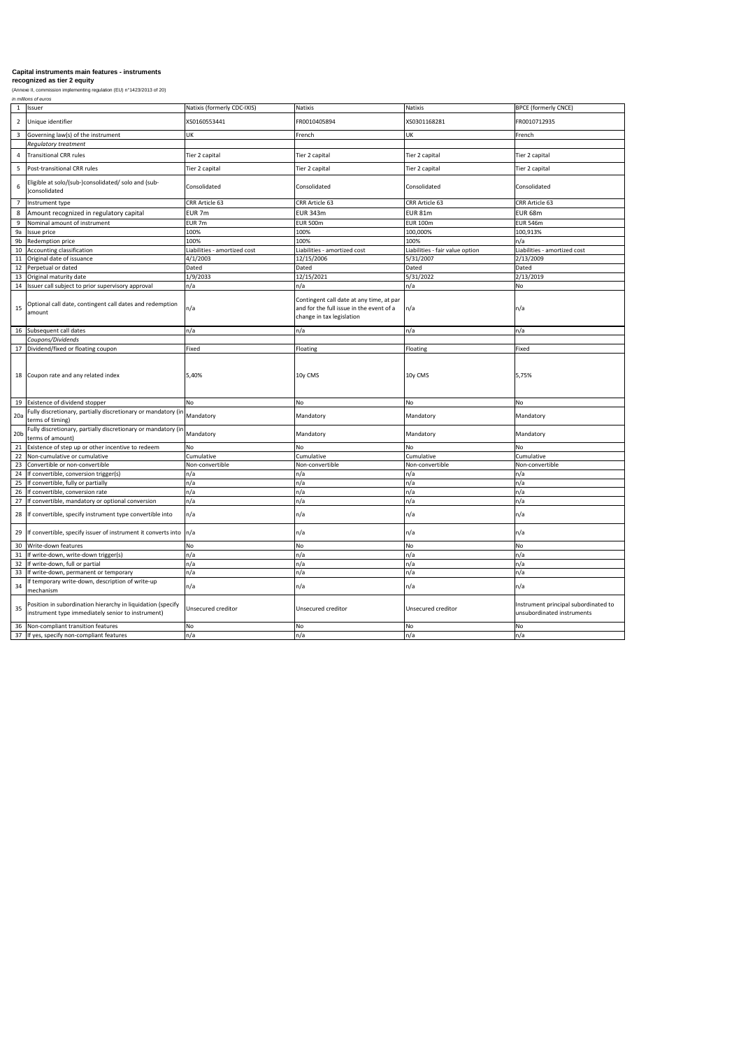**Capital instruments main features - instruments recognized as tier 2 equity**

(Annexe II, commission implementing regulation (EU) n°1423/2013 of 20)

*in millions of euros*

| | | | | | |
|---|---|---|---|---|---|
| 1 | Issuer | Natixis (formerly CDC-IXIS) | Natixis | Natixis | BPCE (formerly CNCE) |
| 2 | Unique identifier | XS0160553441 | FR0010405894 | XS0301168281 | FR0010712935 |
| 3 | Governing law(s) of the instrument | UK | French | UK | French |
| | *Regulatory treatment* | | | | |
| 4 | Transitional CRR rules | Tier 2 capital | Tier 2 capital | Tier 2 capital | Tier 2 capital |
| 5 | Post-transitional CRR rules | Tier 2 capital | Tier 2 capital | Tier 2 capital | Tier 2 capital |
| 6 | Eligible at solo/(sub-)consolidated/ solo and (sub-)consolidated | Consolidated | Consolidated | Consolidated | Consolidated |
| 7 | Instrument type | CRR Article 63 | CRR Article 63 | CRR Article 63 | CRR Article 63 |
| 8 | Amount recognized in regulatory capital | EUR 7m | EUR 343m | EUR 81m | EUR 68m |
| 9 | Nominal amount of instrument | EUR 7m | EUR 500m | EUR 100m | EUR 546m |
| 9a | Issue price | 100% | 100% | 100,000% | 100,913% |
| 9b | Redemption price | 100% | 100% | 100% | n/a |
| 10 | Accounting classification | Liabilities - amortized cost | Liabilities - amortized cost | Liabilities - fair value option | Liabilities - amortized cost |
| 11 | Original date of issuance | 4/1/2003 | 12/15/2006 | 5/31/2007 | 2/13/2009 |
| 12 | Perpetual or dated | Dated | Dated | Dated | Dated |
| 13 | Original maturity date | 1/9/2033 | 12/15/2021 | 5/31/2022 | 2/13/2019 |
| 14 | Issuer call subject to prior supervisory approval | n/a | n/a | n/a | No |
| 15 | Optional call date, contingent call dates and redemption amount | n/a | Contingent call date at any time, at par and for the full issue in the event of a change in tax legislation | n/a | n/a |
| 16 | Subsequent call dates | n/a | n/a | n/a | n/a |
| | *Coupons/Dividends* | | | | |
| 17 | Dividend/fixed or floating coupon | Fixed | Floating | Floating | Fixed |
| 18 | Coupon rate and any related index | 5,40% | 10y CMS | 10y CMS | 5,75% |
| 19 | Existence of dividend stopper | No | No | No | No |
| 20a | Fully discretionary, partially discretionary or mandatory (in terms of timing) | Mandatory | Mandatory | Mandatory | Mandatory |
| 20b | Fully discretionary, partially discretionary or mandatory (in terms of amount) | Mandatory | Mandatory | Mandatory | Mandatory |
| 21 | Existence of step up or other incentive to redeem | No | No | No | No |
| 22 | Non-cumulative or cumulative | Cumulative | Cumulative | Cumulative | Cumulative |
| 23 | Convertible or non-convertible | Non-convertible | Non-convertible | Non-convertible | Non-convertible |
| 24 | If convertible, conversion trigger(s) | n/a | n/a | n/a | n/a |
| 25 | If convertible, fully or partially | n/a | n/a | n/a | n/a |
| 26 | If convertible, conversion rate | n/a | n/a | n/a | n/a |
| 27 | If convertible, mandatory or optional conversion | n/a | n/a | n/a | n/a |
| 28 | If convertible, specify instrument type convertible into | n/a | n/a | n/a | n/a |
| 29 | If convertible, specify issuer of instrument it converts into | n/a | n/a | n/a | n/a |
| 30 | Write-down features | No | No | No | No |
| 31 | If write-down, write-down trigger(s) | n/a | n/a | n/a | n/a |
| 32 | If write-down, full or partial | n/a | n/a | n/a | n/a |
| 33 | If write-down, permanent or temporary | n/a | n/a | n/a | n/a |
| 34 | If temporary write-down, description of write-up mechanism | n/a | n/a | n/a | n/a |
| 35 | Position in subordination hierarchy in liquidation (specify instrument type immediately senior to instrument) | Unsecured creditor | Unsecured creditor | Unsecured creditor | Instrument principal subordinated to unsubordinated instruments |
| 36 | Non-compliant transition features | No | No | No | No |
| 37 | If yes, specify non-compliant features | n/a | n/a | n/a | n/a |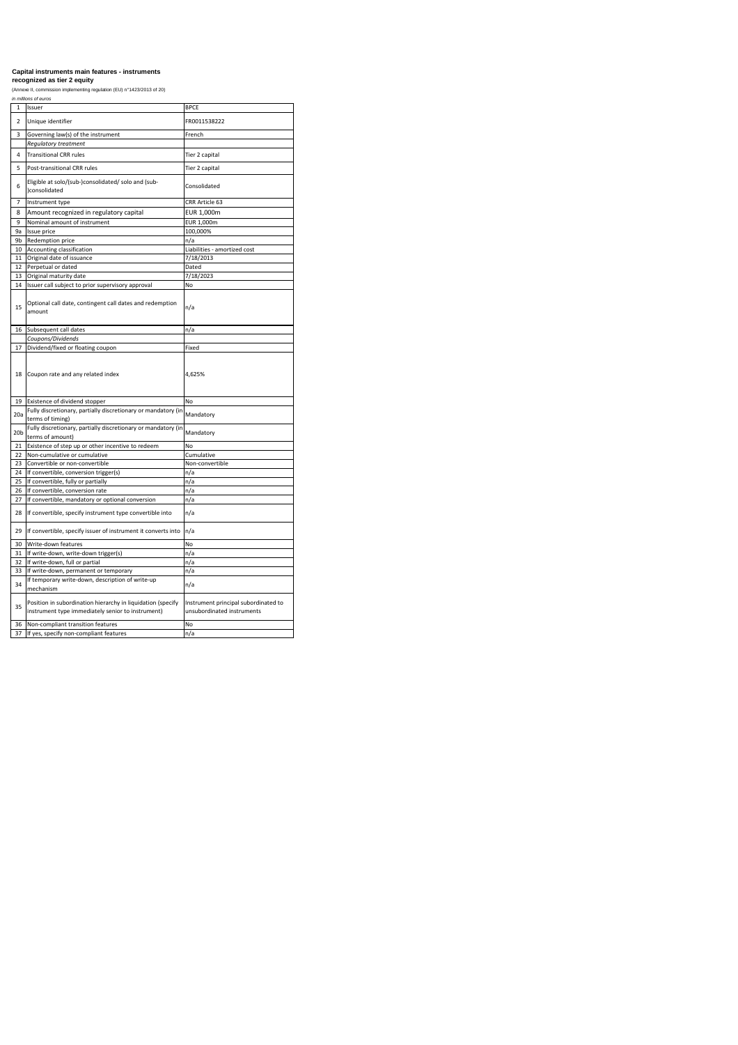**Capital instruments main features - instruments recognized as tier 2 equity**

(Annexe II, commission implementing regulation (EU) n°1423/2013 of 20)

*in millions of euros*

| | | |
|---|---|---|
| 1 | Issuer | BPCE |
| 2 | Unique identifier | FR0011538222 |
| 3 | Governing law(s) of the instrument | French |
| | *Regulatory treatment* | |
| 4 | Transitional CRR rules | Tier 2 capital |
| 5 | Post-transitional CRR rules | Tier 2 capital |
| 6 | Eligible at solo/(sub-)consolidated/ solo and (sub-)consolidated | Consolidated |
| 7 | Instrument type | CRR Article 63 |
| 8 | Amount recognized in regulatory capital | EUR 1,000m |
| 9 | Nominal amount of instrument | EUR 1,000m |
| 9a | Issue price | 100,000% |
| 9b | Redemption price | n/a |
| 10 | Accounting classification | Liabilities - amortized cost |
| 11 | Original date of issuance | 7/18/2013 |
| 12 | Perpetual or dated | Dated |
| 13 | Original maturity date | 7/18/2023 |
| 14 | Issuer call subject to prior supervisory approval | No |
| 15 | Optional call date, contingent call dates and redemption amount | n/a |
| 16 | Subsequent call dates | n/a |
| | *Coupons/Dividends* | |
| 17 | Dividend/fixed or floating coupon | Fixed |
| 18 | Coupon rate and any related index | 4,625% |
| 19 | Existence of dividend stopper | No |
| 20a | Fully discretionary, partially discretionary or mandatory (in terms of timing) | Mandatory |
| 20b | Fully discretionary, partially discretionary or mandatory (in terms of amount) | Mandatory |
| 21 | Existence of step up or other incentive to redeem | No |
| 22 | Non-cumulative or cumulative | Cumulative |
| 23 | Convertible or non-convertible | Non-convertible |
| 24 | If convertible, conversion trigger(s) | n/a |
| 25 | If convertible, fully or partially | n/a |
| 26 | If convertible, conversion rate | n/a |
| 27 | If convertible, mandatory or optional conversion | n/a |
| 28 | If convertible, specify instrument type convertible into | n/a |
| 29 | If convertible, specify issuer of instrument it converts into | n/a |
| 30 | Write-down features | No |
| 31 | If write-down, write-down trigger(s) | n/a |
| 32 | If write-down, full or partial | n/a |
| 33 | If write-down, permanent or temporary | n/a |
| 34 | If temporary write-down, description of write-up mechanism | n/a |
| 35 | Position in subordination hierarchy in liquidation (specify instrument type immediately senior to instrument) | Instrument principal subordinated to unsubordinated instruments |
| 36 | Non-compliant transition features | No |
| 37 | If yes, specify non-compliant features | n/a |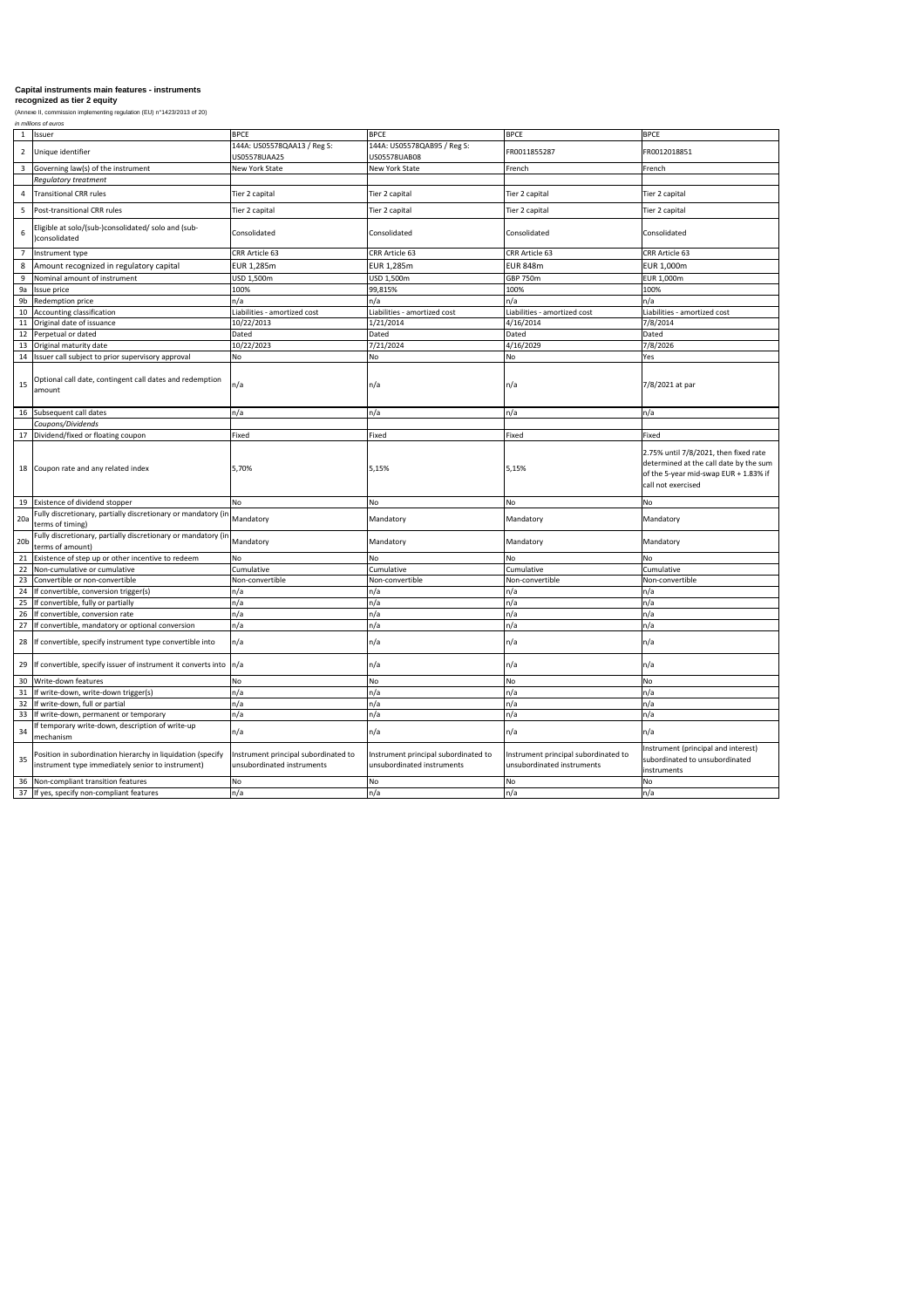**Capital instruments main features - instruments recognized as tier 2 equity**

(Annexe II, commission implementing regulation (EU) n°1423/2013 of 20)

*in millions of euros*

| | | | | | |
|---|---|---|---|---|---|
| 1 | Issuer | BPCE | BPCE | BPCE | BPCE |
| 2 | Unique identifier | 144A: US05578QAA13 / Reg S: US05578UAA25 | 144A: US05578QAB95 / Reg S: US05578UAB08 | FR0011855287 | FR0012018851 |
| 3 | Governing law(s) of the instrument | New York State | New York State | French | French |
| | *Regulatory treatment* | | | | |
| 4 | Transitional CRR rules | Tier 2 capital | Tier 2 capital | Tier 2 capital | Tier 2 capital |
| 5 | Post-transitional CRR rules | Tier 2 capital | Tier 2 capital | Tier 2 capital | Tier 2 capital |
| 6 | Eligible at solo/(sub-)consolidated/ solo and (sub-)consolidated | Consolidated | Consolidated | Consolidated | Consolidated |
| 7 | Instrument type | CRR Article 63 | CRR Article 63 | CRR Article 63 | CRR Article 63 |
| 8 | Amount recognized in regulatory capital | EUR 1,285m | EUR 1,285m | EUR 848m | EUR 1,000m |
| 9 | Nominal amount of instrument | USD 1,500m | USD 1,500m | GBP 750m | EUR 1,000m |
| 9a | Issue price | 100% | 99,815% | 100% | 100% |
| 9b | Redemption price | n/a | n/a | n/a | n/a |
| 10 | Accounting classification | Liabilities - amortized cost | Liabilities - amortized cost | Liabilities - amortized cost | Liabilities - amortized cost |
| 11 | Original date of issuance | 10/22/2013 | 1/21/2014 | 4/16/2014 | 7/8/2014 |
| 12 | Perpetual or dated | Dated | Dated | Dated | Dated |
| 13 | Original maturity date | 10/22/2023 | 7/21/2024 | 4/16/2029 | 7/8/2026 |
| 14 | Issuer call subject to prior supervisory approval | No | No | No | Yes |
| 15 | Optional call date, contingent call dates and redemption amount | n/a | n/a | n/a | 7/8/2021 at par |
| 16 | Subsequent call dates | n/a | n/a | n/a | n/a |
| | *Coupons/Dividends* | | | | |
| 17 | Dividend/fixed or floating coupon | Fixed | Fixed | Fixed | Fixed |
| 18 | Coupon rate and any related index | 5,70% | 5,15% | 5,15% | 2.75% until 7/8/2021, then fixed rate determined at the call date by the sum of the 5-year mid-swap EUR + 1.83% if call not exercised |
| 19 | Existence of dividend stopper | No | No | No | No |
| 20a | Fully discretionary, partially discretionary or mandatory (in terms of timing) | Mandatory | Mandatory | Mandatory | Mandatory |
| 20b | Fully discretionary, partially discretionary or mandatory (in terms of amount) | Mandatory | Mandatory | Mandatory | Mandatory |
| 21 | Existence of step up or other incentive to redeem | No | No | No | No |
| 22 | Non-cumulative or cumulative | Cumulative | Cumulative | Cumulative | Cumulative |
| 23 | Convertible or non-convertible | Non-convertible | Non-convertible | Non-convertible | Non-convertible |
| 24 | If convertible, conversion trigger(s) | n/a | n/a | n/a | n/a |
| 25 | If convertible, fully or partially | n/a | n/a | n/a | n/a |
| 26 | If convertible, conversion rate | n/a | n/a | n/a | n/a |
| 27 | If convertible, mandatory or optional conversion | n/a | n/a | n/a | n/a |
| 28 | If convertible, specify instrument type convertible into | n/a | n/a | n/a | n/a |
| 29 | If convertible, specify issuer of instrument it converts into | n/a | n/a | n/a | n/a |
| 30 | Write-down features | No | No | No | No |
| 31 | If write-down, write-down trigger(s) | n/a | n/a | n/a | n/a |
| 32 | If write-down, full or partial | n/a | n/a | n/a | n/a |
| 33 | If write-down, permanent or temporary | n/a | n/a | n/a | n/a |
| 34 | If temporary write-down, description of write-up mechanism | n/a | n/a | n/a | n/a |
| 35 | Position in subordination hierarchy in liquidation (specify instrument type immediately senior to instrument) | Instrument principal subordinated to unsubordinated instruments | Instrument principal subordinated to unsubordinated instruments | Instrument principal subordinated to unsubordinated instruments | Instrument (principal and interest) subordinated to unsubordinated instruments |
| 36 | Non-compliant transition features | No | No | No | No |
| 37 | If yes, specify non-compliant features | n/a | n/a | n/a | n/a |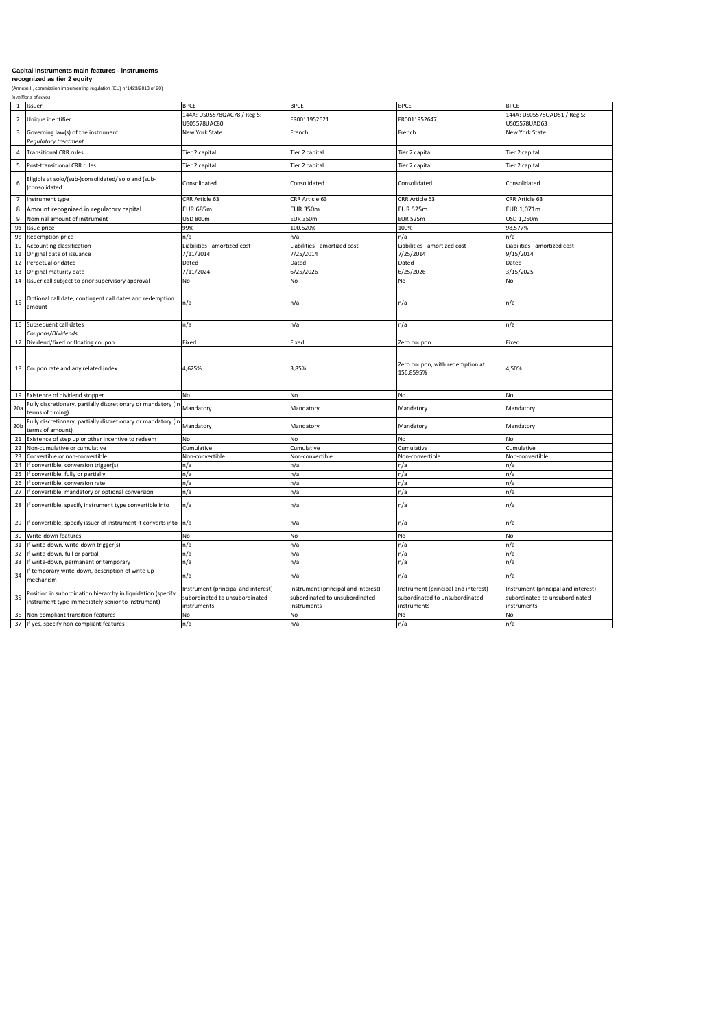**Capital instruments main features - instruments recognized as tier 2 equity**

(Annexe II, commission implementing regulation (EU) n°1423/2013 of 20)

*in millions of euros*

| | | | | | |
|---|---|---|---|---|---|
| 1 | Issuer | BPCE | BPCE | BPCE | BPCE |
| 2 | Unique identifier | 144A: US05578QAC78 / Reg S: US05578UAC80 | FR0011952621 | FR0011952647 | 144A: US05578QAD51 / Reg S: US05578UAD63 |
| 3 | Governing law(s) of the instrument | New York State | French | French | New York State |
| | *Regulatory treatment* | | | | |
| 4 | Transitional CRR rules | Tier 2 capital | Tier 2 capital | Tier 2 capital | Tier 2 capital |
| 5 | Post-transitional CRR rules | Tier 2 capital | Tier 2 capital | Tier 2 capital | Tier 2 capital |
| 6 | Eligible at solo/(sub-)consolidated/ solo and (sub-)consolidated | Consolidated | Consolidated | Consolidated | Consolidated |
| 7 | Instrument type | CRR Article 63 | CRR Article 63 | CRR Article 63 | CRR Article 63 |
| 8 | Amount recognized in regulatory capital | EUR 685m | EUR 350m | EUR 525m | EUR 1,071m |
| 9 | Nominal amount of instrument | USD 800m | EUR 350m | EUR 525m | USD 1,250m |
| 9a | Issue price | 99% | 100,520% | 100% | 98,577% |
| 9b | Redemption price | n/a | n/a | n/a | n/a |
| 10 | Accounting classification | Liabilities - amortized cost | Liabilities - amortized cost | Liabilities - amortized cost | Liabilities - amortized cost |
| 11 | Original date of issuance | 7/11/2014 | 7/25/2014 | 7/25/2014 | 9/15/2014 |
| 12 | Perpetual or dated | Dated | Dated | Dated | Dated |
| 13 | Original maturity date | 7/11/2024 | 6/25/2026 | 6/25/2026 | 3/15/2025 |
| 14 | Issuer call subject to prior supervisory approval | No | No | No | No |
| 15 | Optional call date, contingent call dates and redemption amount | n/a | n/a | n/a | n/a |
| 16 | Subsequent call dates | n/a | n/a | n/a | n/a |
| | *Coupons/Dividends* | | | | |
| 17 | Dividend/fixed or floating coupon | Fixed | Fixed | Zero coupon | Fixed |
| 18 | Coupon rate and any related index | 4,625% | 3,85% | Zero coupon, with redemption at 156.8595% | 4,50% |
| 19 | Existence of dividend stopper | No | No | No | No |
| 20a | Fully discretionary, partially discretionary or mandatory (in terms of timing) | Mandatory | Mandatory | Mandatory | Mandatory |
| 20b | Fully discretionary, partially discretionary or mandatory (in terms of amount) | Mandatory | Mandatory | Mandatory | Mandatory |
| 21 | Existence of step up or other incentive to redeem | No | No | No | No |
| 22 | Non-cumulative or cumulative | Cumulative | Cumulative | Cumulative | Cumulative |
| 23 | Convertible or non-convertible | Non-convertible | Non-convertible | Non-convertible | Non-convertible |
| 24 | If convertible, conversion trigger(s) | n/a | n/a | n/a | n/a |
| 25 | If convertible, fully or partially | n/a | n/a | n/a | n/a |
| 26 | If convertible, conversion rate | n/a | n/a | n/a | n/a |
| 27 | If convertible, mandatory or optional conversion | n/a | n/a | n/a | n/a |
| 28 | If convertible, specify instrument type convertible into | n/a | n/a | n/a | n/a |
| 29 | If convertible, specify issuer of instrument it converts into | n/a | n/a | n/a | n/a |
| 30 | Write-down features | No | No | No | No |
| 31 | If write-down, write-down trigger(s) | n/a | n/a | n/a | n/a |
| 32 | If write-down, full or partial | n/a | n/a | n/a | n/a |
| 33 | If write-down, permanent or temporary | n/a | n/a | n/a | n/a |
| 34 | If temporary write-down, description of write-up mechanism | n/a | n/a | n/a | n/a |
| 35 | Position in subordination hierarchy in liquidation (specify instrument type immediately senior to instrument) | Instrument (principal and interest) subordinated to unsubordinated instruments | Instrument (principal and interest) subordinated to unsubordinated instruments | Instrument (principal and interest) subordinated to unsubordinated instruments | Instrument (principal and interest) subordinated to unsubordinated instruments |
| 36 | Non-compliant transition features | No | No | No | No |
| 37 | If yes, specify non-compliant features | n/a | n/a | n/a | n/a |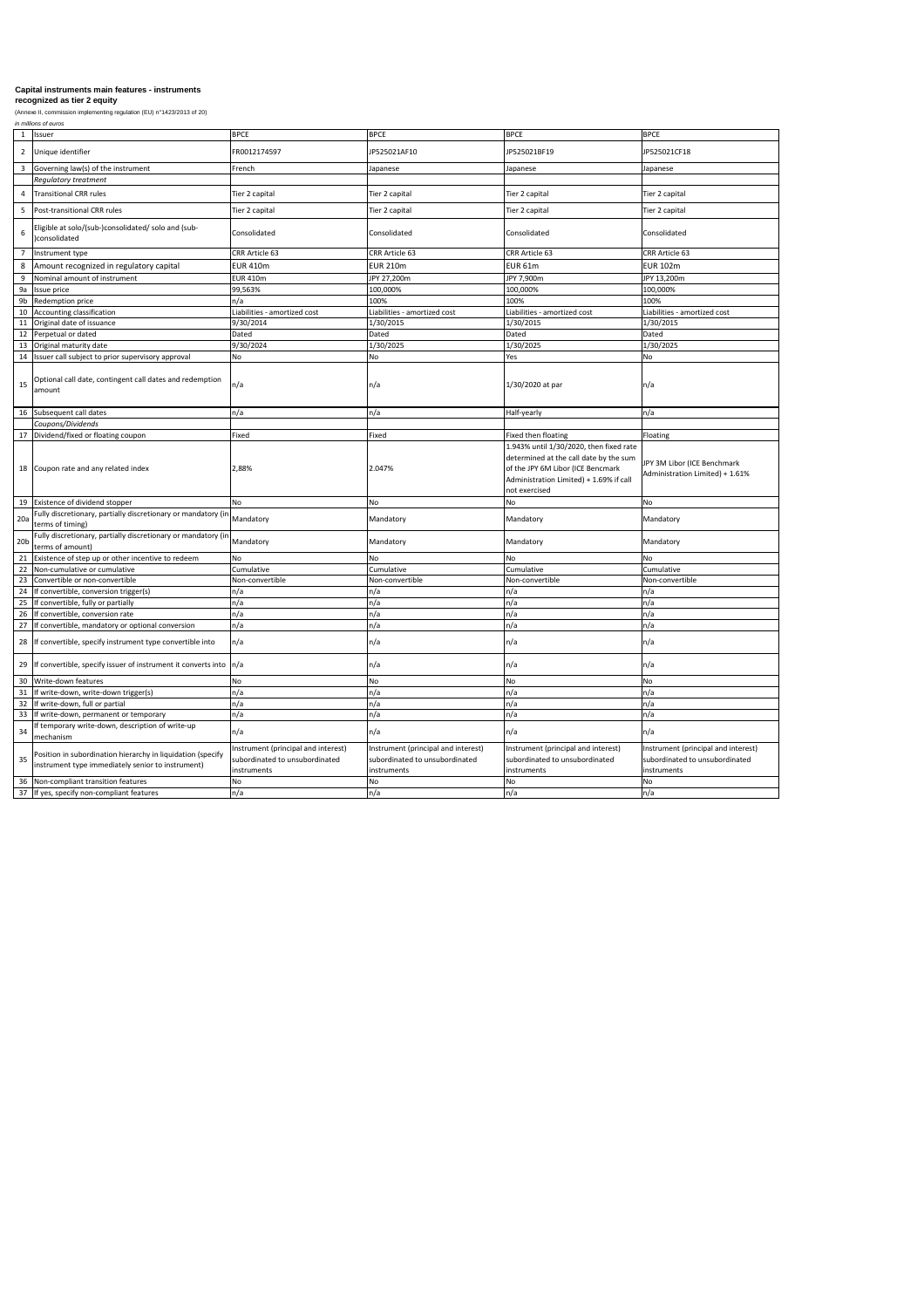**Capital instruments main features - instruments recognized as tier 2 equity**

(Annexe II, commission implementing regulation (EU) n°1423/2013 of 20)

*in millions of euros*

| | | | | | |
|---|---|---|---|---|---|
| 1 | Issuer | BPCE | BPCE | BPCE | BPCE |
| 2 | Unique identifier | FR0012174597 | JP525021AF10 | JP525021BF19 | JP525021CF18 |
| 3 | Governing law(s) of the instrument | French | Japanese | Japanese | Japanese |
| | *Regulatory treatment* | | | | |
| 4 | Transitional CRR rules | Tier 2 capital | Tier 2 capital | Tier 2 capital | Tier 2 capital |
| 5 | Post-transitional CRR rules | Tier 2 capital | Tier 2 capital | Tier 2 capital | Tier 2 capital |
| 6 | Eligible at solo/(sub-)consolidated/ solo and (sub-)consolidated | Consolidated | Consolidated | Consolidated | Consolidated |
| 7 | Instrument type | CRR Article 63 | CRR Article 63 | CRR Article 63 | CRR Article 63 |
| 8 | Amount recognized in regulatory capital | EUR 410m | EUR 210m | EUR 61m | EUR 102m |
| 9 | Nominal amount of instrument | EUR 410m | JPY 27,200m | JPY 7,900m | JPY 13,200m |
| 9a | Issue price | 99,563% | 100,000% | 100,000% | 100,000% |
| 9b | Redemption price | n/a | 100% | 100% | 100% |
| 10 | Accounting classification | Liabilities - amortized cost | Liabilities - amortized cost | Liabilities - amortized cost | Liabilities - amortized cost |
| 11 | Original date of issuance | 9/30/2014 | 1/30/2015 | 1/30/2015 | 1/30/2015 |
| 12 | Perpetual or dated | Dated | Dated | Dated | Dated |
| 13 | Original maturity date | 9/30/2024 | 1/30/2025 | 1/30/2025 | 1/30/2025 |
| 14 | Issuer call subject to prior supervisory approval | No | No | Yes | No |
| 15 | Optional call date, contingent call dates and redemption amount | n/a | n/a | 1/30/2020 at par | n/a |
| 16 | Subsequent call dates | n/a | n/a | Half-yearly | n/a |
| | *Coupons/Dividends* | | | | |
| 17 | Dividend/fixed or floating coupon | Fixed | Fixed | Fixed then floating | Floating |
| 18 | Coupon rate and any related index | 2,88% | 2.047% | 1.943% until 1/30/2020, then fixed rate determined at the call date by the sum of the JPY 6M Libor (ICE Bencmark Administration Limited) + 1.69% if call not exercised | JPY 3M Libor (ICE Benchmark Administration Limited) + 1.61% |
| 19 | Existence of dividend stopper | No | No | No | No |
| 20a | Fully discretionary, partially discretionary or mandatory (in terms of timing) | Mandatory | Mandatory | Mandatory | Mandatory |
| 20b | Fully discretionary, partially discretionary or mandatory (in terms of amount) | Mandatory | Mandatory | Mandatory | Mandatory |
| 21 | Existence of step up or other incentive to redeem | No | No | No | No |
| 22 | Non-cumulative or cumulative | Cumulative | Cumulative | Cumulative | Cumulative |
| 23 | Convertible or non-convertible | Non-convertible | Non-convertible | Non-convertible | Non-convertible |
| 24 | If convertible, conversion trigger(s) | n/a | n/a | n/a | n/a |
| 25 | If convertible, fully or partially | n/a | n/a | n/a | n/a |
| 26 | If convertible, conversion rate | n/a | n/a | n/a | n/a |
| 27 | If convertible, mandatory or optional conversion | n/a | n/a | n/a | n/a |
| 28 | If convertible, specify instrument type convertible into | n/a | n/a | n/a | n/a |
| 29 | If convertible, specify issuer of instrument it converts into | n/a | n/a | n/a | n/a |
| 30 | Write-down features | No | No | No | No |
| 31 | If write-down, write-down trigger(s) | n/a | n/a | n/a | n/a |
| 32 | If write-down, full or partial | n/a | n/a | n/a | n/a |
| 33 | If write-down, permanent or temporary | n/a | n/a | n/a | n/a |
| 34 | If temporary write-down, description of write-up mechanism | n/a | n/a | n/a | n/a |
| 35 | Position in subordination hierarchy in liquidation (specify instrument type immediately senior to instrument) | Instrument (principal and interest) subordinated to unsubordinated instruments | Instrument (principal and interest) subordinated to unsubordinated instruments | Instrument (principal and interest) subordinated to unsubordinated instruments | Instrument (principal and interest) subordinated to unsubordinated instruments |
| 36 | Non-compliant transition features | No | No | No | No |
| 37 | If yes, specify non-compliant features | n/a | n/a | n/a | n/a |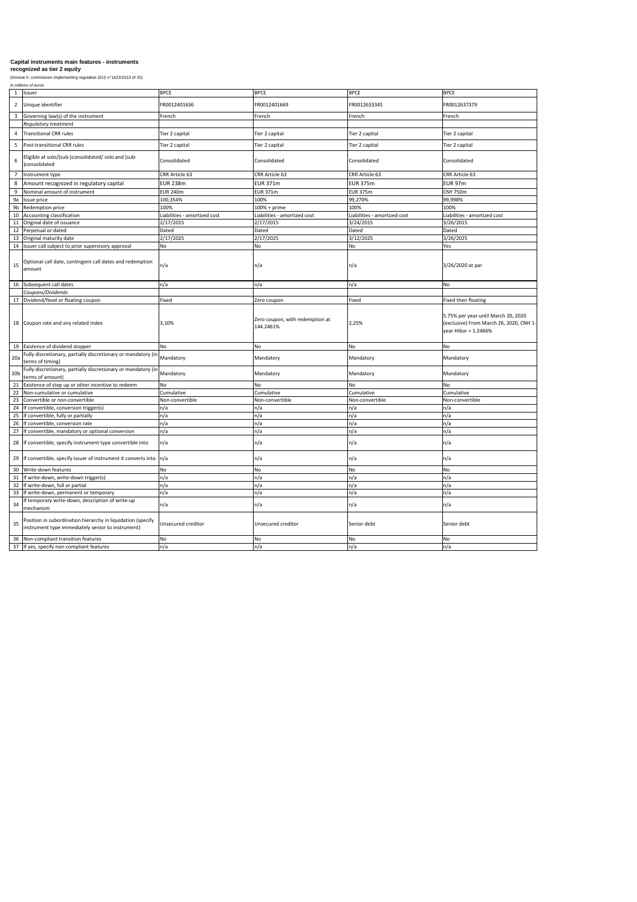**Capital instruments main features - instruments recognized as tier 2 equity**

(Annexe II, commission implementing regulation (EU) n°1423/2013 of 20)

*in millions of euros*

| | | | | | |
|---|---|---|---|---|---|
| 1 | Issuer | BPCE | BPCE | BPCE | BPCE |
| 2 | Unique identifier | FR0012401636 | FR0012401669 | FR0012633345 | FR0012637379 |
| 3 | Governing law(s) of the instrument | French | French | French | French |
| | *Regulatory treatment* | | | | |
| 4 | Transitional CRR rules | Tier 2 capital | Tier 2 capital | Tier 2 capital | Tier 2 capital |
| 5 | Post-transitional CRR rules | Tier 2 capital | Tier 2 capital | Tier 2 capital | Tier 2 capital |
| 6 | Eligible at solo/(sub-)consolidated/ solo and (sub-)consolidated | Consolidated | Consolidated | Consolidated | Consolidated |
| 7 | Instrument type | CRR Article 63 | CRR Article 63 | CRR Article 63 | CRR Article 63 |
| 8 | Amount recognized in regulatory capital | EUR 238m | EUR 371m | EUR 375m | EUR 97m |
| 9 | Nominal amount of instrument | EUR 240m | EUR 371m | EUR 375m | CNY 750m |
| 9a | Issue price | 100,354% | 100% | 99,270% | 99,998% |
| 9b | Redemption price | 100% | 100% + prime | 100% | 100% |
| 10 | Accounting classification | Liabilities - amortized cost | Liabilities - amortized cost | Liabilities - amortized cost | Liabilities - amortized cost |
| 11 | Original date of issuance | 2/17/2015 | 2/17/2015 | 3/24/2015 | 3/26/2015 |
| 12 | Perpetual or dated | Dated | Dated | Dated | Dated |
| 13 | Original maturity date | 2/17/2025 | 2/17/2025 | 3/12/2025 | 3/26/2025 |
| 14 | Issuer call subject to prior supervisory approval | No | No | No | Yes |
| 15 | Optional call date, contingent call dates and redemption amount | n/a | n/a | n/a | 3/26/2020 at par |
| 16 | Subsequent call dates | n/a | n/a | n/a | No |
| | *Coupons/Dividends* | | | | |
| 17 | Dividend/fixed or floating coupon | Fixed | Zero coupon | Fixed | Fixed then floating |
| 18 | Coupon rate and any related index | 3,10% | Zero coupon, with redemption at 144.2461% | 2,25% | 5.75% per year until March 20, 2020 (exclusive) From March 26, 2020, CNH 1-year Hibor + 1.2466% |
| 19 | Existence of dividend stopper | No | No | No | No |
| 20a | Fully discretionary, partially discretionary or mandatory (in terms of timing) | Mandatory | Mandatory | Mandatory | Mandatory |
| 20b | Fully discretionary, partially discretionary or mandatory (in terms of amount) | Mandatory | Mandatory | Mandatory | Mandatory |
| 21 | Existence of step up or other incentive to redeem | No | No | No | No |
| 22 | Non-cumulative or cumulative | Cumulative | Cumulative | Cumulative | Cumulative |
| 23 | Convertible or non-convertible | Non-convertible | Non-convertible | Non-convertible | Non-convertible |
| 24 | If convertible, conversion trigger(s) | n/a | n/a | n/a | n/a |
| 25 | If convertible, fully or partially | n/a | n/a | n/a | n/a |
| 26 | If convertible, conversion rate | n/a | n/a | n/a | n/a |
| 27 | If convertible, mandatory or optional conversion | n/a | n/a | n/a | n/a |
| 28 | If convertible, specify instrument type convertible into | n/a | n/a | n/a | n/a |
| 29 | If convertible, specify issuer of instrument it converts into | n/a | n/a | n/a | n/a |
| 30 | Write-down features | No | No | No | No |
| 31 | If write-down, write-down trigger(s) | n/a | n/a | n/a | n/a |
| 32 | If write-down, full or partial | n/a | n/a | n/a | n/a |
| 33 | If write-down, permanent or temporary | n/a | n/a | n/a | n/a |
| 34 | If temporary write-down, description of write-up mechanism | n/a | n/a | n/a | n/a |
| 35 | Position in subordination hierarchy in liquidation (specify instrument type immediately senior to instrument) | Unsecured creditor | Unsecured creditor | Senior debt | Senior debt |
| 36 | Non-compliant transition features | No | No | No | No |
| 37 | If yes, specify non-compliant features | n/a | n/a | n/a | n/a |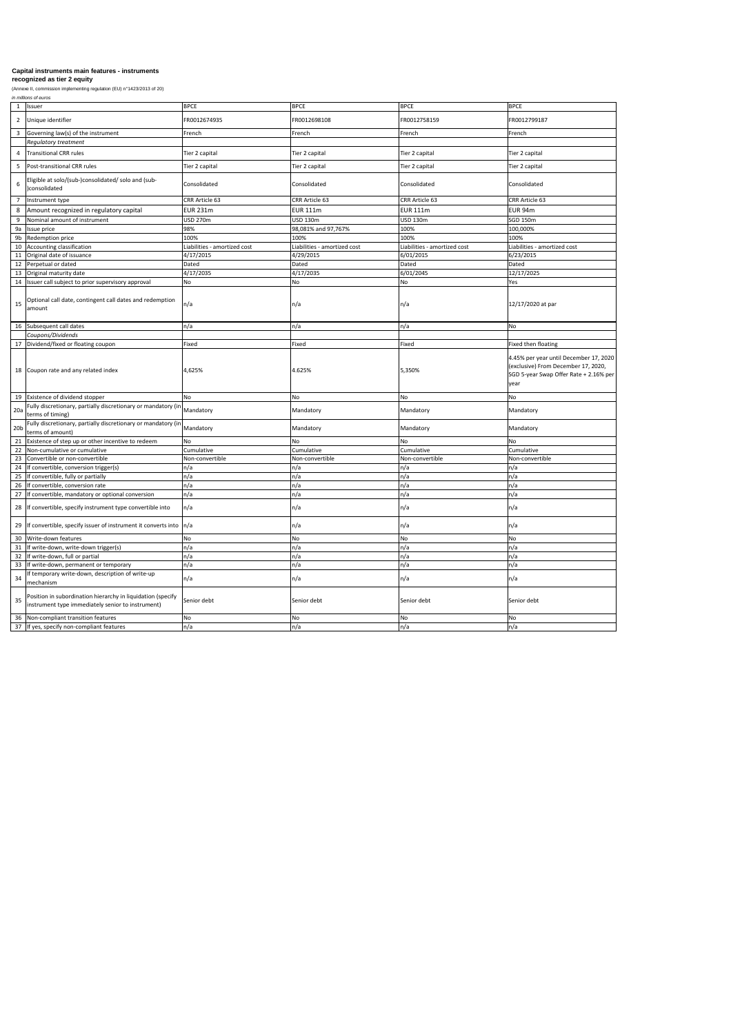**Capital instruments main features - instruments recognized as tier 2 equity**

(Annexe II, commission implementing regulation (EU) n°1423/2013 of 20)

*in millions of euros*

| | | | | | |
|---|---|---|---|---|---|
| 1 | Issuer | BPCE | BPCE | BPCE | BPCE |
| 2 | Unique identifier | FR0012674935 | FR0012698108 | FR0012758159 | FR0012799187 |
| 3 | Governing law(s) of the instrument | French | French | French | French |
| | *Regulatory treatment* | | | | |
| 4 | Transitional CRR rules | Tier 2 capital | Tier 2 capital | Tier 2 capital | Tier 2 capital |
| 5 | Post-transitional CRR rules | Tier 2 capital | Tier 2 capital | Tier 2 capital | Tier 2 capital |
| 6 | Eligible at solo/(sub-)consolidated/ solo and (sub-)consolidated | Consolidated | Consolidated | Consolidated | Consolidated |
| 7 | Instrument type | CRR Article 63 | CRR Article 63 | CRR Article 63 | CRR Article 63 |
| 8 | Amount recognized in regulatory capital | EUR 231m | EUR 111m | EUR 111m | EUR 94m |
| 9 | Nominal amount of instrument | USD 270m | USD 130m | USD 130m | SGD 150m |
| 9a | Issue price | 98% | 98,081% and 97,767% | 100% | 100,000% |
| 9b | Redemption price | 100% | 100% | 100% | 100% |
| 10 | Accounting classification | Liabilities - amortized cost | Liabilities - amortized cost | Liabilities - amortized cost | Liabilities - amortized cost |
| 11 | Original date of issuance | 4/17/2015 | 4/29/2015 | 6/01/2015 | 6/23/2015 |
| 12 | Perpetual or dated | Dated | Dated | Dated | Dated |
| 13 | Original maturity date | 4/17/2035 | 4/17/2035 | 6/01/2045 | 12/17/2025 |
| 14 | Issuer call subject to prior supervisory approval | No | No | No | Yes |
| 15 | Optional call date, contingent call dates and redemption amount | n/a | n/a | n/a | 12/17/2020 at par |
| 16 | Subsequent call dates | n/a | n/a | n/a | No |
| | *Coupons/Dividends* | | | | |
| 17 | Dividend/fixed or floating coupon | Fixed | Fixed | Fixed | Fixed then floating |
| 18 | Coupon rate and any related index | 4,625% | 4.625% | 5,350% | 4.45% per year until December 17, 2020 (exclusive) From December 17, 2020, SGD 5-year Swap Offer Rate + 2.16% per year |
| 19 | Existence of dividend stopper | No | No | No | No |
| 20a | Fully discretionary, partially discretionary or mandatory (in terms of timing) | Mandatory | Mandatory | Mandatory | Mandatory |
| 20b | Fully discretionary, partially discretionary or mandatory (in terms of amount) | Mandatory | Mandatory | Mandatory | Mandatory |
| 21 | Existence of step up or other incentive to redeem | No | No | No | No |
| 22 | Non-cumulative or cumulative | Cumulative | Cumulative | Cumulative | Cumulative |
| 23 | Convertible or non-convertible | Non-convertible | Non-convertible | Non-convertible | Non-convertible |
| 24 | If convertible, conversion trigger(s) | n/a | n/a | n/a | n/a |
| 25 | If convertible, fully or partially | n/a | n/a | n/a | n/a |
| 26 | If convertible, conversion rate | n/a | n/a | n/a | n/a |
| 27 | If convertible, mandatory or optional conversion | n/a | n/a | n/a | n/a |
| 28 | If convertible, specify instrument type convertible into | n/a | n/a | n/a | n/a |
| 29 | If convertible, specify issuer of instrument it converts into | n/a | n/a | n/a | n/a |
| 30 | Write-down features | No | No | No | No |
| 31 | If write-down, write-down trigger(s) | n/a | n/a | n/a | n/a |
| 32 | If write-down, full or partial | n/a | n/a | n/a | n/a |
| 33 | If write-down, permanent or temporary | n/a | n/a | n/a | n/a |
| 34 | If temporary write-down, description of write-up mechanism | n/a | n/a | n/a | n/a |
| 35 | Position in subordination hierarchy in liquidation (specify instrument type immediately senior to instrument) | Senior debt | Senior debt | Senior debt | Senior debt |
| 36 | Non-compliant transition features | No | No | No | No |
| 37 | If yes, specify non-compliant features | n/a | n/a | n/a | n/a |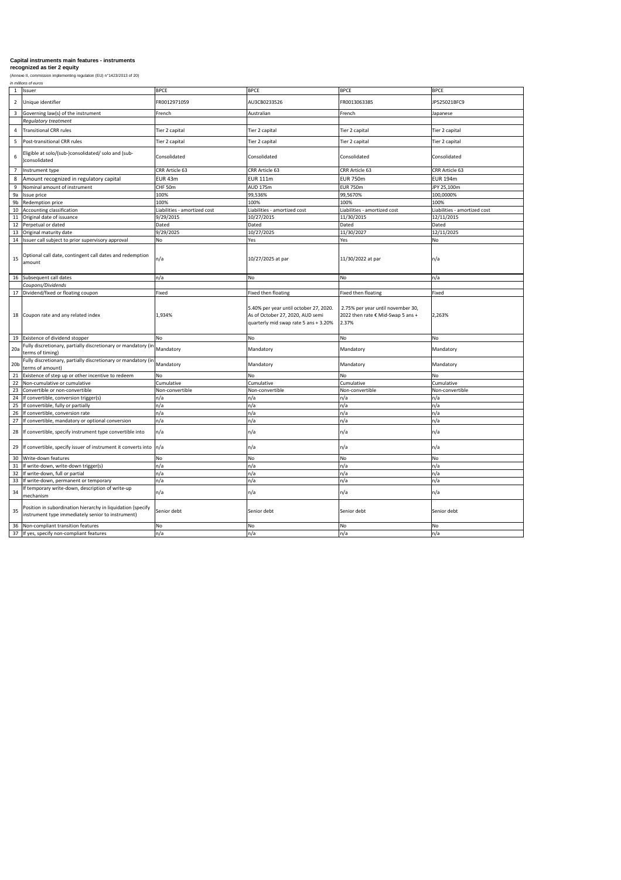**Capital instruments main features - instruments recognized as tier 2 equity**

(Annexe II, commission implementing regulation (EU) n°1423/2013 of 20)

*in millions of euros*

| | | | | | |
|---|---|---|---|---|---|
| 1 | Issuer | BPCE | BPCE | BPCE | BPCE |
| 2 | Unique identifier | FR0012971059 | AU3CB0233526 | FR0013063385 | JP525021BFC9 |
| 3 | Governing law(s) of the instrument | French | Australian | French | Japanese |
| | *Regulatory treatment* | | | | |
| 4 | Transitional CRR rules | Tier 2 capital | Tier 2 capital | Tier 2 capital | Tier 2 capital |
| 5 | Post-transitional CRR rules | Tier 2 capital | Tier 2 capital | Tier 2 capital | Tier 2 capital |
| 6 | Eligible at solo/(sub-)consolidated/ solo and (sub-)consolidated | Consolidated | Consolidated | Consolidated | Consolidated |
| 7 | Instrument type | CRR Article 63 | CRR Article 63 | CRR Article 63 | CRR Article 63 |
| 8 | Amount recognized in regulatory capital | EUR 43m | EUR 111m | EUR 750m | EUR 194m |
| 9 | Nominal amount of instrument | CHF 50m | AUD 175m | EUR 750m | JPY 25,100m |
| 9a | Issue price | 100% | 99,536% | 99,5670% | 100,0000% |
| 9b | Redemption price | 100% | 100% | 100% | 100% |
| 10 | Accounting classification | Liabilities - amortized cost | Liabilities - amortized cost | Liabilities - amortized cost | Liabilities - amortized cost |
| 11 | Original date of issuance | 9/29/2015 | 10/27/2015 | 11/30/2015 | 12/11/2015 |
| 12 | Perpetual or dated | Dated | Dated | Dated | Dated |
| 13 | Original maturity date | 9/29/2025 | 10/27/2025 | 11/30/2027 | 12/11/2025 |
| 14 | Issuer call subject to prior supervisory approval | No | Yes | Yes | No |
| 15 | Optional call date, contingent call dates and redemption amount | n/a | 10/27/2025 at par | 11/30/2022 at par | n/a |
| 16 | Subsequent call dates | n/a | No | No | n/a |
| | *Coupons/Dividends* | | | | |
| 17 | Dividend/fixed or floating coupon | Fixed | Fixed then floating | Fixed then floating | Fixed |
| 18 | Coupon rate and any related index | 1,934% | 5.40% per year until october 27, 2020. As of October 27, 2020, AUD semi quarterly mid swap rate 5 ans + 3.20% | 2.75% per year until november 30, 2022 then rate € Mid-Swap 5 ans + 2.37% | 2,263% |
| 19 | Existence of dividend stopper | No | No | No | No |
| 20a | Fully discretionary, partially discretionary or mandatory (in terms of timing) | Mandatory | Mandatory | Mandatory | Mandatory |
| 20b | Fully discretionary, partially discretionary or mandatory (in terms of amount) | Mandatory | Mandatory | Mandatory | Mandatory |
| 21 | Existence of step up or other incentive to redeem | No | No | No | No |
| 22 | Non-cumulative or cumulative | Cumulative | Cumulative | Cumulative | Cumulative |
| 23 | Convertible or non-convertible | Non-convertible | Non-convertible | Non-convertible | Non-convertible |
| 24 | If convertible, conversion trigger(s) | n/a | n/a | n/a | n/a |
| 25 | If convertible, fully or partially | n/a | n/a | n/a | n/a |
| 26 | If convertible, conversion rate | n/a | n/a | n/a | n/a |
| 27 | If convertible, mandatory or optional conversion | n/a | n/a | n/a | n/a |
| 28 | If convertible, specify instrument type convertible into | n/a | n/a | n/a | n/a |
| 29 | If convertible, specify issuer of instrument it converts into | n/a | n/a | n/a | n/a |
| 30 | Write-down features | No | No | No | No |
| 31 | If write-down, write-down trigger(s) | n/a | n/a | n/a | n/a |
| 32 | If write-down, full or partial | n/a | n/a | n/a | n/a |
| 33 | If write-down, permanent or temporary | n/a | n/a | n/a | n/a |
| 34 | If temporary write-down, description of write-up mechanism | n/a | n/a | n/a | n/a |
| 35 | Position in subordination hierarchy in liquidation (specify instrument type immediately senior to instrument) | Senior debt | Senior debt | Senior debt | Senior debt |
| 36 | Non-compliant transition features | No | No | No | No |
| 37 | If yes, specify non-compliant features | n/a | n/a | n/a | n/a |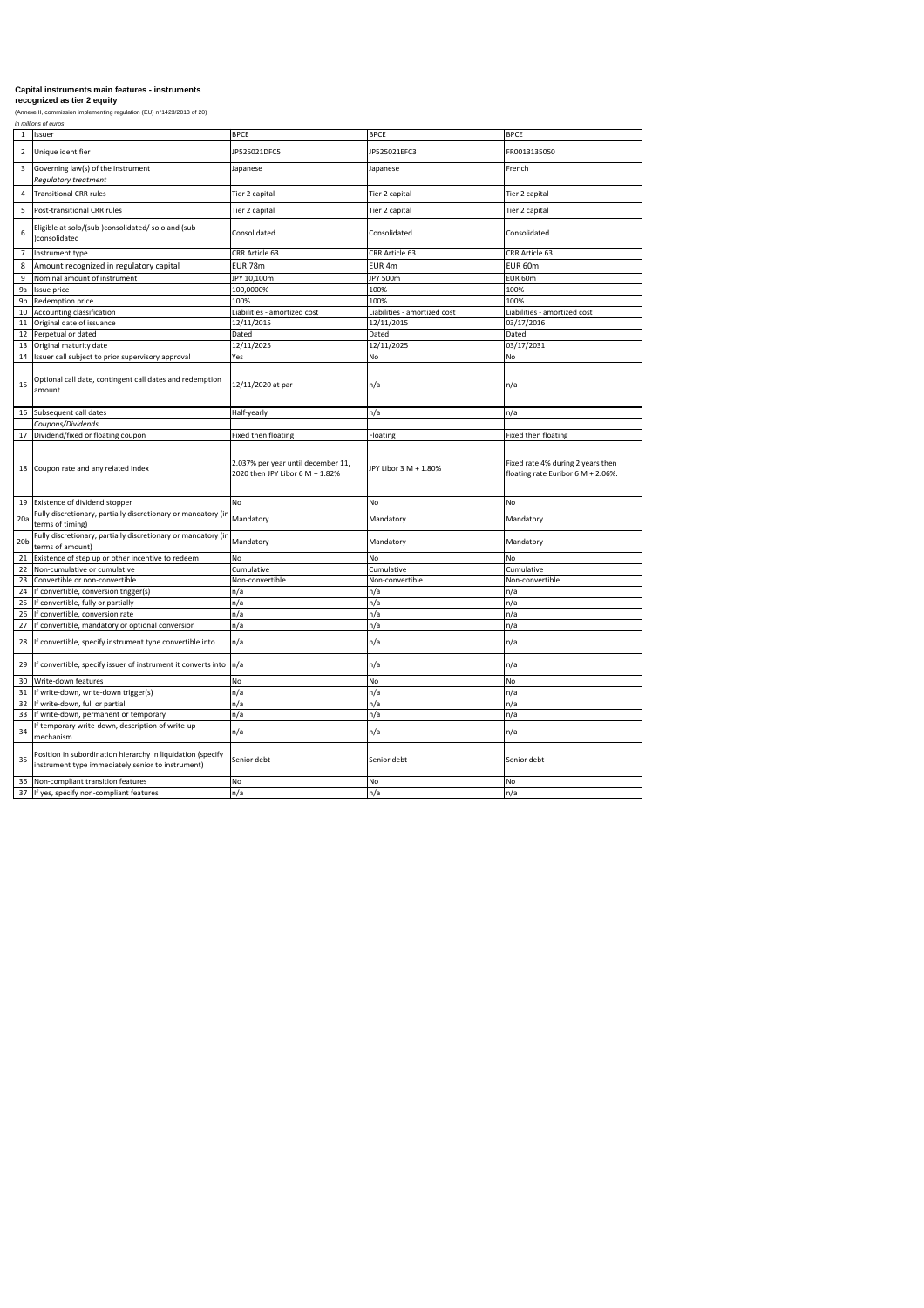**Capital instruments main features - instruments recognized as tier 2 equity**

(Annexe II, commission implementing regulation (EU) n°1423/2013 of 20)

*in millions of euros*

| | | | | |
|---|---|---|---|---|
| 1 | Issuer | BPCE | BPCE | BPCE |
| 2 | Unique identifier | JP525021DFC5 | JP525021EFC3 | FR0013135050 |
| 3 | Governing law(s) of the instrument | Japanese | Japanese | French |
| | *Regulatory treatment* | | | |
| 4 | Transitional CRR rules | Tier 2 capital | Tier 2 capital | Tier 2 capital |
| 5 | Post-transitional CRR rules | Tier 2 capital | Tier 2 capital | Tier 2 capital |
| 6 | Eligible at solo/(sub-)consolidated/ solo and (sub-)consolidated | Consolidated | Consolidated | Consolidated |
| 7 | Instrument type | CRR Article 63 | CRR Article 63 | CRR Article 63 |
| 8 | Amount recognized in regulatory capital | EUR 78m | EUR 4m | EUR 60m |
| 9 | Nominal amount of instrument | JPY 10,100m | JPY 500m | EUR 60m |
| 9a | Issue price | 100,0000% | 100% | 100% |
| 9b | Redemption price | 100% | 100% | 100% |
| 10 | Accounting classification | Liabilities - amortized cost | Liabilities - amortized cost | Liabilities - amortized cost |
| 11 | Original date of issuance | 12/11/2015 | 12/11/2015 | 03/17/2016 |
| 12 | Perpetual or dated | Dated | Dated | Dated |
| 13 | Original maturity date | 12/11/2025 | 12/11/2025 | 03/17/2031 |
| 14 | Issuer call subject to prior supervisory approval | Yes | No | No |
| 15 | Optional call date, contingent call dates and redemption amount | 12/11/2020 at par | n/a | n/a |
| 16 | Subsequent call dates | Half-yearly | n/a | n/a |
| | *Coupons/Dividends* | | | |
| 17 | Dividend/fixed or floating coupon | Fixed then floating | Floating | Fixed then floating |
| 18 | Coupon rate and any related index | 2.037% per year until december 11, 2020 then JPY Libor 6 M + 1.82% | JPY Libor 3 M + 1.80% | Fixed rate 4% during 2 years then floating rate Euribor 6 M + 2.06%. |
| 19 | Existence of dividend stopper | No | No | No |
| 20a | Fully discretionary, partially discretionary or mandatory (in terms of timing) | Mandatory | Mandatory | Mandatory |
| 20b | Fully discretionary, partially discretionary or mandatory (in terms of amount) | Mandatory | Mandatory | Mandatory |
| 21 | Existence of step up or other incentive to redeem | No | No | No |
| 22 | Non-cumulative or cumulative | Cumulative | Cumulative | Cumulative |
| 23 | Convertible or non-convertible | Non-convertible | Non-convertible | Non-convertible |
| 24 | If convertible, conversion trigger(s) | n/a | n/a | n/a |
| 25 | If convertible, fully or partially | n/a | n/a | n/a |
| 26 | If convertible, conversion rate | n/a | n/a | n/a |
| 27 | If convertible, mandatory or optional conversion | n/a | n/a | n/a |
| 28 | If convertible, specify instrument type convertible into | n/a | n/a | n/a |
| 29 | If convertible, specify issuer of instrument it converts into | n/a | n/a | n/a |
| 30 | Write-down features | No | No | No |
| 31 | If write-down, write-down trigger(s) | n/a | n/a | n/a |
| 32 | If write-down, full or partial | n/a | n/a | n/a |
| 33 | If write-down, permanent or temporary | n/a | n/a | n/a |
| 34 | If temporary write-down, description of write-up mechanism | n/a | n/a | n/a |
| 35 | Position in subordination hierarchy in liquidation (specify instrument type immediately senior to instrument) | Senior debt | Senior debt | Senior debt |
| 36 | Non-compliant transition features | No | No | No |
| 37 | If yes, specify non-compliant features | n/a | n/a | n/a |